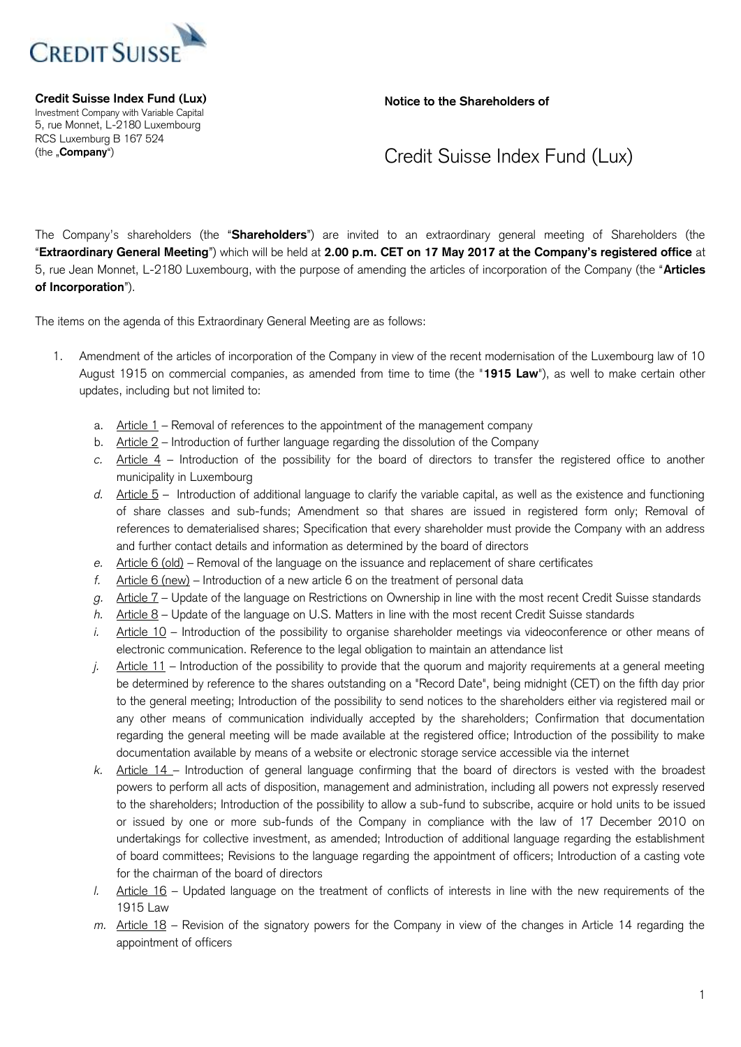**Credit Suisse Index Fund (Lux)**
Investment Company with Variable Capital
5, rue Monnet, L-2180 Luxembourg
RCS Luxembourg B 167 524
(the „**Company**")

**Notice to the Shareholders of**

# Credit Suisse Index Fund (Lux)

The Company's shareholders (the "**Shareholders**") are invited to an extraordinary general meeting of Shareholders (the "**Extraordinary General Meeting**") which will be held at **2.00 p.m. CET on 17 May 2017 at the Company's registered office** at 5, rue Jean Monnet, L-2180 Luxembourg, with the purpose of amending the articles of incorporation of the Company (the "**Articles of Incorporation**").

The items on the agenda of this Extraordinary General Meeting are as follows:

1. Amendment of the articles of incorporation of the Company in view of the recent modernisation of the Luxembourg law of 10 August 1915 on commercial companies, as amended from time to time (the "**1915 Law**"), as well to make certain other updates, including but not limited to:

   a. Article 1 – Removal of references to the appointment of the management company
   b. Article 2 – Introduction of further language regarding the dissolution of the Company
   c. Article 4 – Introduction of the possibility for the board of directors to transfer the registered office to another municipality in Luxembourg
   d. Article 5 – Introduction of additional language to clarify the variable capital, as well as the existence and functioning of share classes and sub-funds; Amendment so that shares are issued in registered form only; Removal of references to dematerialised shares; Specification that every shareholder must provide the Company with an address and further contact details and information as determined by the board of directors
   e. Article 6 (old) – Removal of the language on the issuance and replacement of share certificates
   f. Article 6 (new) – Introduction of a new article 6 on the treatment of personal data
   g. Article 7 – Update of the language on Restrictions on Ownership in line with the most recent Credit Suisse standards
   h. Article 8 – Update of the language on U.S. Matters in line with the most recent Credit Suisse standards
   i. Article 10 – Introduction of the possibility to organise shareholder meetings via videoconference or other means of electronic communication. Reference to the legal obligation to maintain an attendance list
   j. Article 11 – Introduction of the possibility to provide that the quorum and majority requirements at a general meeting be determined by reference to the shares outstanding on a "Record Date", being midnight (CET) on the fifth day prior to the general meeting; Introduction of the possibility to send notices to the shareholders either via registered mail or any other means of communication individually accepted by the shareholders; Confirmation that documentation regarding the general meeting will be made available at the registered office; Introduction of the possibility to make documentation available by means of a website or electronic storage service accessible via the internet
   k. Article 14 – Introduction of general language confirming that the board of directors is vested with the broadest powers to perform all acts of disposition, management and administration, including all powers not expressly reserved to the shareholders; Introduction of the possibility to allow a sub-fund to subscribe, acquire or hold units to be issued or issued by one or more sub-funds of the Company in compliance with the law of 17 December 2010 on undertakings for collective investment, as amended; Introduction of additional language regarding the establishment of board committees; Revisions to the language regarding the appointment of officers; Introduction of a casting vote for the chairman of the board of directors
   l. Article 16 – Updated language on the treatment of conflicts of interests in line with the new requirements of the 1915 Law
   m. Article 18 – Revision of the signatory powers for the Company in view of the changes in Article 14 regarding the appointment of officers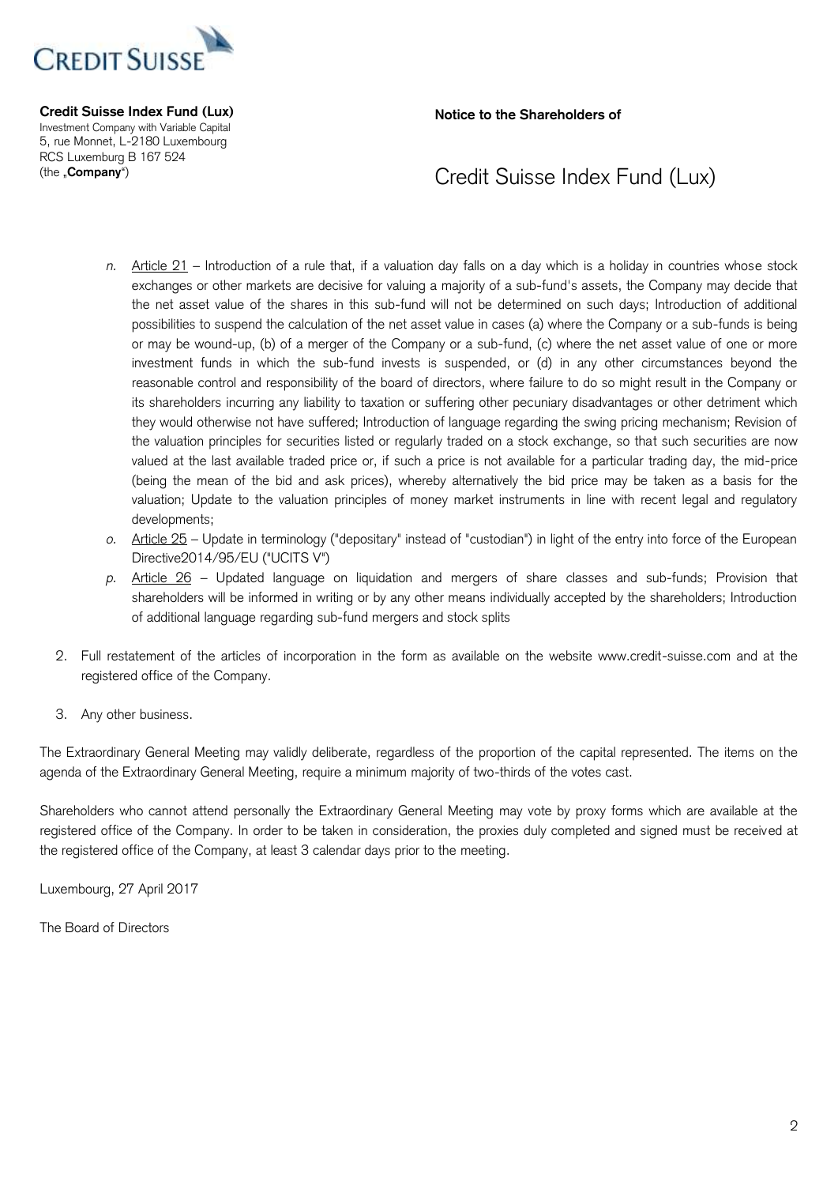**Credit Suisse Index Fund (Lux)**
Investment Company with Variable Capital
5, rue Monnet, L-2180 Luxembourg
RCS Luxemburg B 167 524
(the „**Company**")

**Notice to the Shareholders of**

# Credit Suisse Index Fund (Lux)

n. Article 21 – Introduction of a rule that, if a valuation day falls on a day which is a holiday in countries whose stock exchanges or other markets are decisive for valuing a majority of a sub-fund's assets, the Company may decide that the net asset value of the shares in this sub-fund will not be determined on such days; Introduction of additional possibilities to suspend the calculation of the net asset value in cases (a) where the Company or a sub-funds is being or may be wound-up, (b) of a merger of the Company or a sub-fund, (c) where the net asset value of one or more investment funds in which the sub-fund invests is suspended, or (d) in any other circumstances beyond the reasonable control and responsibility of the board of directors, where failure to do so might result in the Company or its shareholders incurring any liability to taxation or suffering other pecuniary disadvantages or other detriment which they would otherwise not have suffered; Introduction of language regarding the swing pricing mechanism; Revision of the valuation principles for securities listed or regularly traded on a stock exchange, so that such securities are now valued at the last available traded price or, if such a price is not available for a particular trading day, the mid-price (being the mean of the bid and ask prices), whereby alternatively the bid price may be taken as a basis for the valuation; Update to the valuation principles of money market instruments in line with recent legal and regulatory developments;

o. Article 25 – Update in terminology ("depositary" instead of "custodian") in light of the entry into force of the European Directive2014/95/EU ("UCITS V")

p. Article 26 – Updated language on liquidation and mergers of share classes and sub-funds; Provision that shareholders will be informed in writing or by any other means individually accepted by the shareholders; Introduction of additional language regarding sub-fund mergers and stock splits

2. Full restatement of the articles of incorporation in the form as available on the website www.credit-suisse.com and at the registered office of the Company.

3. Any other business.

The Extraordinary General Meeting may validly deliberate, regardless of the proportion of the capital represented. The items on the agenda of the Extraordinary General Meeting, require a minimum majority of two-thirds of the votes cast.

Shareholders who cannot attend personally the Extraordinary General Meeting may vote by proxy forms which are available at the registered office of the Company. In order to be taken in consideration, the proxies duly completed and signed must be received at the registered office of the Company, at least 3 calendar days prior to the meeting.

Luxembourg, 27 April 2017

The Board of Directors